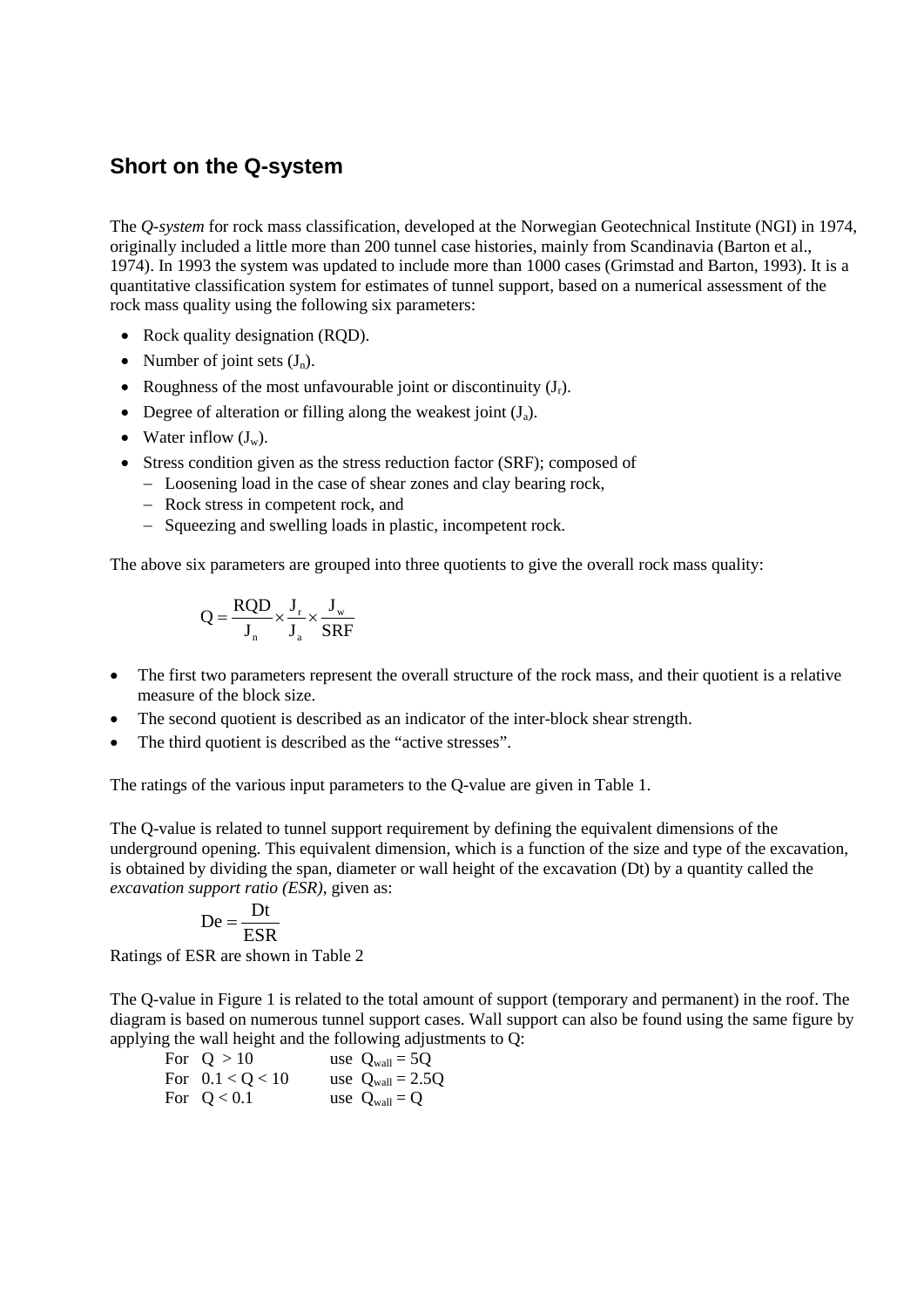## Short on the Q-system

The *Q-system* for rock mass classification, developed at the Norwegian Geotechnical Institute (NGI) in 1974, originally included a little more than 200 tunnel case histories, mainly from Scandinavia (Barton et al., 1974). In 1993 the system was updated to include more than 1000 cases (Grimstad and Barton, 1993). It is a quantitative classification system for estimates of tunnel support, based on a numerical assessment of the rock mass quality using the following six parameters:

- Rock quality designation (RQD).
- Number of joint sets ($J_n$).
- Roughness of the most unfavourable joint or discontinuity ($J_r$).
- Degree of alteration or filling along the weakest joint ($J_a$).
- Water inflow ($J_w$).
- Stress condition given as the stress reduction factor (SRF); composed of
  - Loosening load in the case of shear zones and clay bearing rock,
  - Rock stress in competent rock, and
  - Squeezing and swelling loads in plastic, incompetent rock.

The above six parameters are grouped into three quotients to give the overall rock mass quality:

$$Q = \frac{RQD}{J_n} \times \frac{J_r}{J_a} \times \frac{J_w}{SRF}$$

- The first two parameters represent the overall structure of the rock mass, and their quotient is a relative measure of the block size.
- The second quotient is described as an indicator of the inter-block shear strength.
- The third quotient is described as the "active stresses".

The ratings of the various input parameters to the Q-value are given in Table 1.

The Q-value is related to tunnel support requirement by defining the equivalent dimensions of the underground opening. This equivalent dimension, which is a function of the size and type of the excavation, is obtained by dividing the span, diameter or wall height of the excavation (Dt) by a quantity called the *excavation support ratio (ESR)*, given as:

$$De = \frac{Dt}{ESR}$$

Ratings of ESR are shown in Table 2

The Q-value in Figure 1 is related to the total amount of support (temporary and permanent) in the roof. The diagram is based on numerous tunnel support cases. Wall support can also be found using the same figure by applying the wall height and the following adjustments to Q:

For $Q > 10$ use $Q_{wall} = 5Q$
For $0.1 < Q < 10$ use $Q_{wall} = 2.5Q$
For $Q < 0.1$ use $Q_{wall} = Q$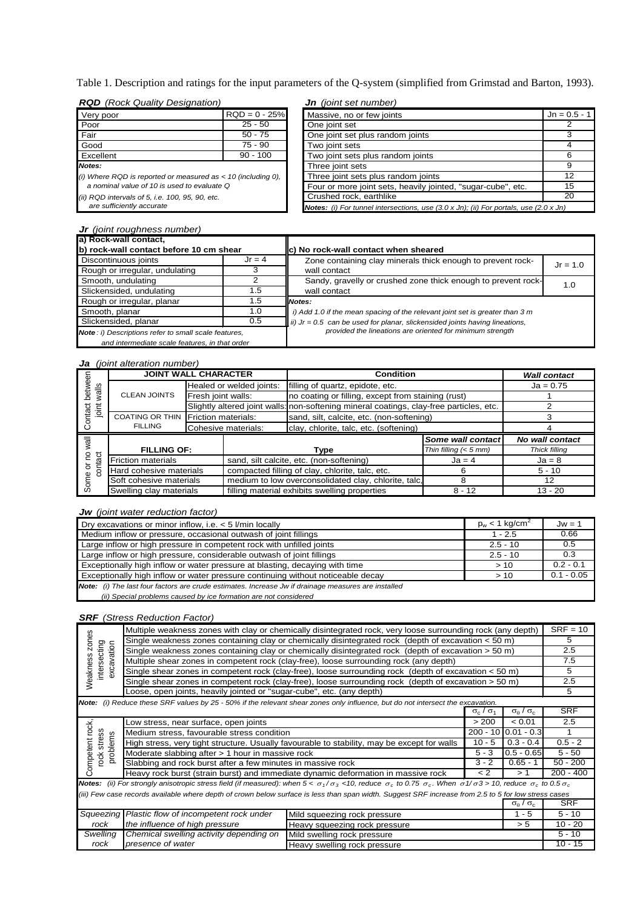Table 1. Description and ratings for the input parameters of the Q-system (simplified from Grimstad and Barton, 1993).

***RQD** (Rock Quality Designation)*

| | |
|---|---|
| Very poor | RQD = 0 - 25% |
| Poor | 25 - 50 |
| Fair | 50 - 75 |
| Good | 75 - 90 |
| Excellent | 90 - 100 |

***Notes:***
*(i) Where RQD is reported or measured as < 10 (including 0), a nominal value of 10 is used to evaluate Q*
*(ii) RQD intervals of 5, i.e. 100, 95, 90, etc. are sufficiently accurate*

***Jn** (joint set number)*

| | |
|---|---|
| Massive, no or few joints | Jn = 0.5 - 1 |
| One joint set | 2 |
| One joint set plus random joints | 3 |
| Two joint sets | 4 |
| Two joint sets plus random joints | 6 |
| Three joint sets | 9 |
| Three joint sets plus random joints | 12 |
| Four or more joint sets, heavily jointed, "sugar-cube", etc. | 15 |
| Crushed rock, earthlike | 20 |

***Notes:** (i) For tunnel intersections, use (3.0 x Jn); (ii) For portals, use (2.0 x Jn)*

***Jr** (joint roughness number)*

| a) Rock-wall contact, b) rock-wall contact before 10 cm shear | |
|---|---|
| Discontinuous joints | Jr = 4 |
| Rough or irregular, undulating | 3 |
| Smooth, undulating | 2 |
| Slickensided, undulating | 1.5 |
| Rough or irregular, planar | 1.5 |
| Smooth, planar | 1.0 |
| Slickensided, planar | 0.5 |

***Note**: i) Descriptions refer to small scale features, and intermediate scale features, in that order*

| c) No rock-wall contact when sheared | |
|---|---|
| Zone containing clay minerals thick enough to prevent rock-wall contact | Jr = 1.0 |
| Sandy, gravelly or crushed zone thick enough to prevent rock-wall contact | 1.0 |

***Notes:***
*i) Add 1.0 if the mean spacing of the relevant joint set is greater than 3 m*
*ii) Jr = 0.5 can be used for planar, slickensided joints having lineations, provided the lineations are oriented for minimum strength*

***Ja** (joint alteration number)*

| | JOINT WALL CHARACTER | | Condition | | *Wall contact* |
|---|---|---|---|---|---|
| Contact between joint walls | CLEAN JOINTS | Healed or welded joints: | filling of quartz, epidote, etc. | | Ja = 0.75 |
| | | Fresh joint walls: | no coating or filling, except from staining (rust) | | 1 |
| | | Slightly altered joint walls: | non-softening mineral coatings, clay-free particles, etc. | | 2 |
| | COATING OR THIN FILLING | Friction materials: | sand, silt, calcite, etc. (non-softening) | | 3 |
| | | Cohesive materials: | clay, chlorite, talc, etc. (softening) | | 4 |
| Some or no wall contact | **FILLING OF:** | | **Type** | ***Some wall contact*** *Thin filling (< 5 mm)* | ***No wall contact*** *Thick filling* |
| | Friction materials | | sand, silt calcite, etc. (non-softening) | Ja = 4 | Ja = 8 |
| | Hard cohesive materials | | compacted filling of clay, chlorite, talc, etc. | 6 | 5 - 10 |
| | Soft cohesive materials | | medium to low overconsolidated clay, chlorite, talc, | 8 | 12 |
| | Swelling clay materials | | filling material exhibits swelling properties | 8 - 12 | 13 - 20 |

***Jw** (joint water reduction factor)*

| | | |
|---|---|---|
| Dry excavations or minor inflow, i.e. < 5 l/min locally | $p_w$ < 1 kg/cm$^2$ | Jw = 1 |
| Medium inflow or pressure, occasional outwash of joint fillings | 1 - 2.5 | 0.66 |
| Large inflow or high pressure in competent rock with unfilled joints | 2.5 - 10 | 0.5 |
| Large inflow or high pressure, considerable outwash of joint fillings | 2.5 - 10 | 0.3 |
| Exceptionally high inflow or water pressure at blasting, decaying with time | > 10 | 0.2 - 0.1 |
| Exceptionally high inflow or water pressure continuing without noticeable decay | > 10 | 0.1 - 0.05 |

***Note:** (i) The last four factors are crude estimates. Increase Jw if drainage measures are installed*
*(ii) Special problems caused by ice formation are not considered*

***SRF** (Stress Reduction Factor)*

| | | | | |
|---|---|---|---|---|
| Weakness zones intersecting excavation | Multiple weakness zones with clay or chemically disintegrated rock, very loose surrounding rock (any depth) | | | SRF = 10 |
| | Single weakness zones containing clay or chemically disintegrated rock (depth of excavation < 50 m) | | | 5 |
| | Single weakness zones containing clay or chemically disintegrated rock (depth of excavation > 50 m) | | | 2.5 |
| | Multiple shear zones in competent rock (clay-free), loose surrounding rock (any depth) | | | 7.5 |
| | Single shear zones in competent rock (clay-free), loose surrounding rock (depth of excavation < 50 m) | | | 5 |
| | Single shear zones in competent rock (clay-free), loose surrounding rock (depth of excavation > 50 m) | | | 2.5 |
| | Loose, open joints, heavily jointed or "sugar-cube", etc. (any depth) | | | 5 |

***Note:** (i) Reduce these SRF values by 25 - 50% if the relevant shear zones only influence, but do not intersect the excavation.*

| | | $\sigma_c / \sigma_1$ | $\sigma_\theta / \sigma_c$ | SRF |
|---|---|---|---|---|
| Competent rock, rock stress problems | Low stress, near surface, open joints | > 200 | < 0.01 | 2.5 |
| | Medium stress, favourable stress condition | 200 - 10 | 0.01 - 0.3 | 1 |
| | High stress, very tight structure. Usually favourable to stability, may be except for walls | 10 - 5 | 0.3 - 0.4 | 0.5 - 2 |
| | Moderate slabbing after > 1 hour in massive rock | 5 - 3 | 0.5 - 0.65 | 5 - 50 |
| | Slabbing and rock burst after a few minutes in massive rock | 3 - 2 | 0.65 - 1 | 50 - 200 |
| | Heavy rock burst (strain burst) and immediate dynamic deformation in massive rock | < 2 | > 1 | 200 - 400 |

***Notes:** (ii) For strongly anisotropic stress field (if measured): when 5 < $\sigma_1/\sigma_3$ <10, reduce $\sigma_c$ to 0.75 $\sigma_c$. When $\sigma_1/\sigma_3$ > 10, reduce $\sigma_c$ to 0.5 $\sigma_c$*
*(iii) Few case records available where depth of crown below surface is less than span width. Suggest SRF increase from 2.5 to 5 for low stress cases*

| | | | $\sigma_\theta / \sigma_c$ | SRF |
|---|---|---|---|---|
| Squeezing rock | Plastic flow of incompetent rock under the influence of high pressure | Mild squeezing rock pressure | 1 - 5 | 5 - 10 |
| | | Heavy squeezing rock pressure | > 5 | 10 - 20 |
| Swelling rock | Chemical swelling activity depending on presence of water | Mild swelling rock pressure | | 5 - 10 |
| | | Heavy swelling rock pressure | | 10 - 15 |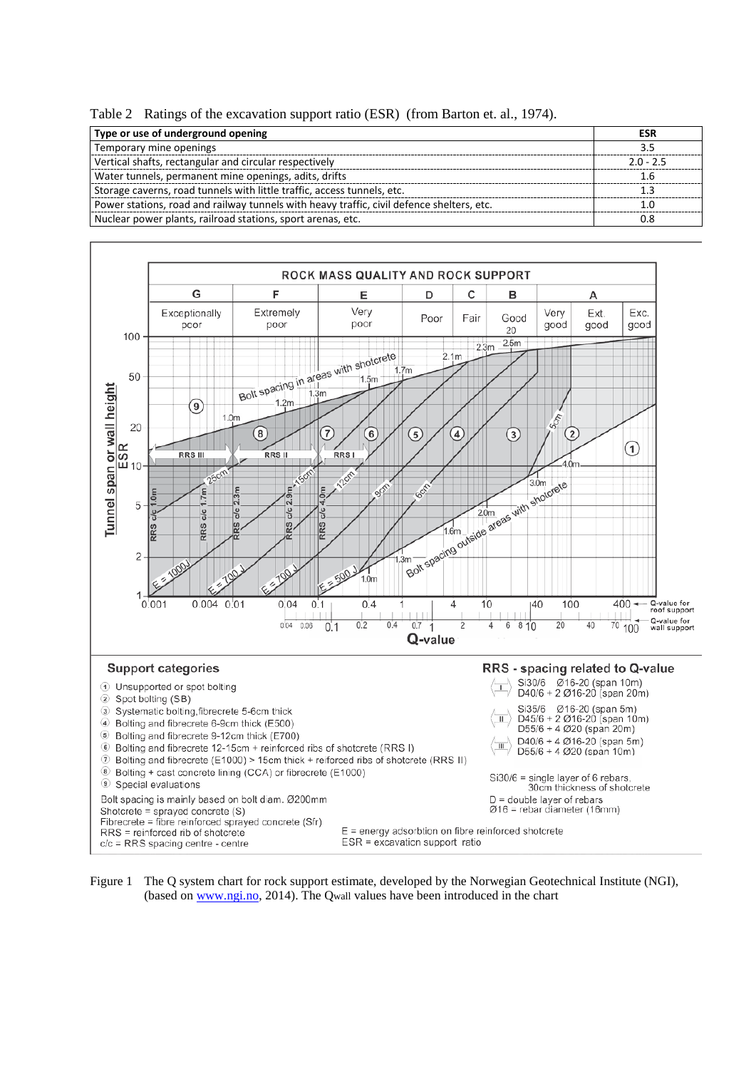Table 2 Ratings of the excavation support ratio (ESR) (from Barton et. al., 1974).

| Type or use of underground opening | ESR |
|---|---|
| Temporary mine openings | 3.5 |
| Vertical shafts, rectangular and circular respectively | 2.0 - 2.5 |
| Water tunnels, permanent mine openings, adits, drifts | 1.6 |
| Storage caverns, road tunnels with little traffic, access tunnels, etc. | 1.3 |
| Power stations, road and railway tunnels with heavy traffic, civil defence shelters, etc. | 1.0 |
| Nuclear power plants, railroad stations, sport arenas, etc. | 0.8 |

ROCK MASS QUALITY AND ROCK SUPPORT

G Exceptionally poor
F Extremely poor
E Very poor
D Poor
C Fair
B Good
A Very good, Ext. good, Exc. good

Tunnel span or wall height / ESR

100, 50, 20, 10, 5, 2, 1

Bolt spacing in areas with shotcrete

2.5m, 2.3m, 2.1m, 1.7m, 1.5m, 1.3m, 1.2m, 1.0m

Bolt spacing outside areas with shotcrete

4.0m, 3.0m, 2.0m, 1.6m, 1.3m, 1.0m

RRS III, RRS II, RRS I

RRS c/c 1.0m, RRS c/c 1.7m, RRS c/c 2.3m, RRS c/c 2.9m, RRS c/c 4.0m

25cm, 15cm, 12cm, 9cm, 6cm, 5cm

E = 1000J, E = 700 J, E = 700 J, E = 500 J

20

1 2 3 4 5 6 7 8 9

0.001 0.004 0.01 0.04 0.1 0.4 1 4 10 40 100 400 ← Q-value for roof support

0.04 0.06 0.1 0.2 0.4 0.7 1 2 4 6 8 10 20 40 70 100 ← Q-value for wall support

Q-value

**Support categories**

1. Unsupported or spot bolting
2. Spot bolting (SB)
3. Systematic bolting, fibrecrete 5-6cm thick
4. Bolting and fibrecrete 6-9cm thick (E500)
5. Bolting and fibrecrete 9-12cm thick (E700)
6. Bolting and fibrecrete 12-15cm + reinforced ribs of shotcrete (RRS I)
7. Bolting and fibrecrete (E1000) > 15cm thick + reiforced ribs of shotcrete (RRS II)
8. Bolting + cast concrete lining (CCA) or fibrecrete (E1000)
9. Special evaluations

Bolt spacing is mainly based on bolt diam. Ø200mm
Shotcrete = sprayed concrete (S)
Fibrecrete = fibre reinforced sprayed concrete (Sfr)
RRS = reinforced rib of shotcrete
c/c = RRS spacing centre - centre

E = energy adsorbtion on fibre reinforced shotcrete
ESR = excavation support ratio

**RRS - spacing related to Q-value**

I: Si30/6 Ø16-20 (span 10m); D40/6 + 2 Ø16-20 (span 20m)

II: Si35/6 Ø16-20 (span 5m); D45/6 + 2 Ø16-20 (span 10m); D55/6 + 4 Ø20 (span 20m)

III: D40/6 + 4 Ø16-20 (span 5m); D55/6 + 4 Ø20 (span 10m)

Si30/6 = single layer of 6 rebars, 30cm thickness of shotcrete
D = double layer of rebars
Ø16 = rebar diameter (16mm)

Figure 1 The Q system chart for rock support estimate, developed by the Norwegian Geotechnical Institute (NGI), (based on www.ngi.no, 2014). The $Q_{wall}$ values have been introduced in the chart